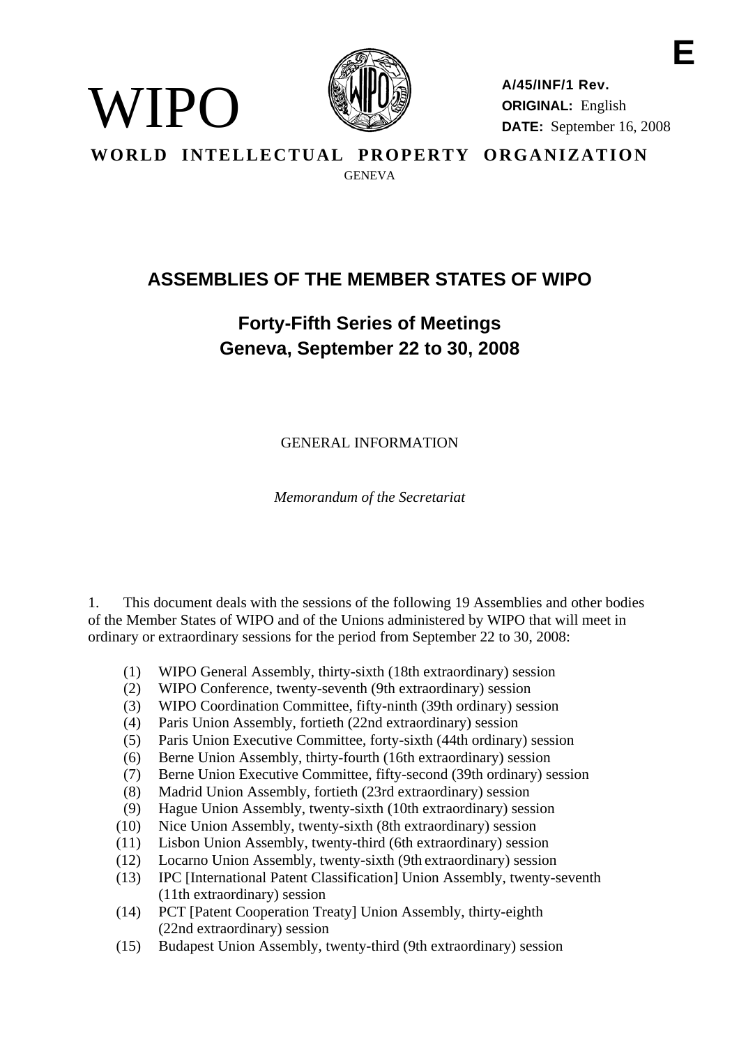E

WIPO

A/45/INF/1 Rev.
ORIGINAL: English
DATE: September 16, 2008

**WORLD INTELLECTUAL PROPERTY ORGANIZATION**
GENEVA

# ASSEMBLIES OF THE MEMBER STATES OF WIPO

## Forty-Fifth Series of Meetings
## Geneva, September 22 to 30, 2008

GENERAL INFORMATION

*Memorandum of the Secretariat*

1. This document deals with the sessions of the following 19 Assemblies and other bodies of the Member States of WIPO and of the Unions administered by WIPO that will meet in ordinary or extraordinary sessions for the period from September 22 to 30, 2008:

(1) WIPO General Assembly, thirty-sixth (18th extraordinary) session
(2) WIPO Conference, twenty-seventh (9th extraordinary) session
(3) WIPO Coordination Committee, fifty-ninth (39th ordinary) session
(4) Paris Union Assembly, fortieth (22nd extraordinary) session
(5) Paris Union Executive Committee, forty-sixth (44th ordinary) session
(6) Berne Union Assembly, thirty-fourth (16th extraordinary) session
(7) Berne Union Executive Committee, fifty-second (39th ordinary) session
(8) Madrid Union Assembly, fortieth (23rd extraordinary) session
(9) Hague Union Assembly, twenty-sixth (10th extraordinary) session
(10) Nice Union Assembly, twenty-sixth (8th extraordinary) session
(11) Lisbon Union Assembly, twenty-third (6th extraordinary) session
(12) Locarno Union Assembly, twenty-sixth (9th extraordinary) session
(13) IPC [International Patent Classification] Union Assembly, twenty-seventh (11th extraordinary) session
(14) PCT [Patent Cooperation Treaty] Union Assembly, thirty-eighth (22nd extraordinary) session
(15) Budapest Union Assembly, twenty-third (9th extraordinary) session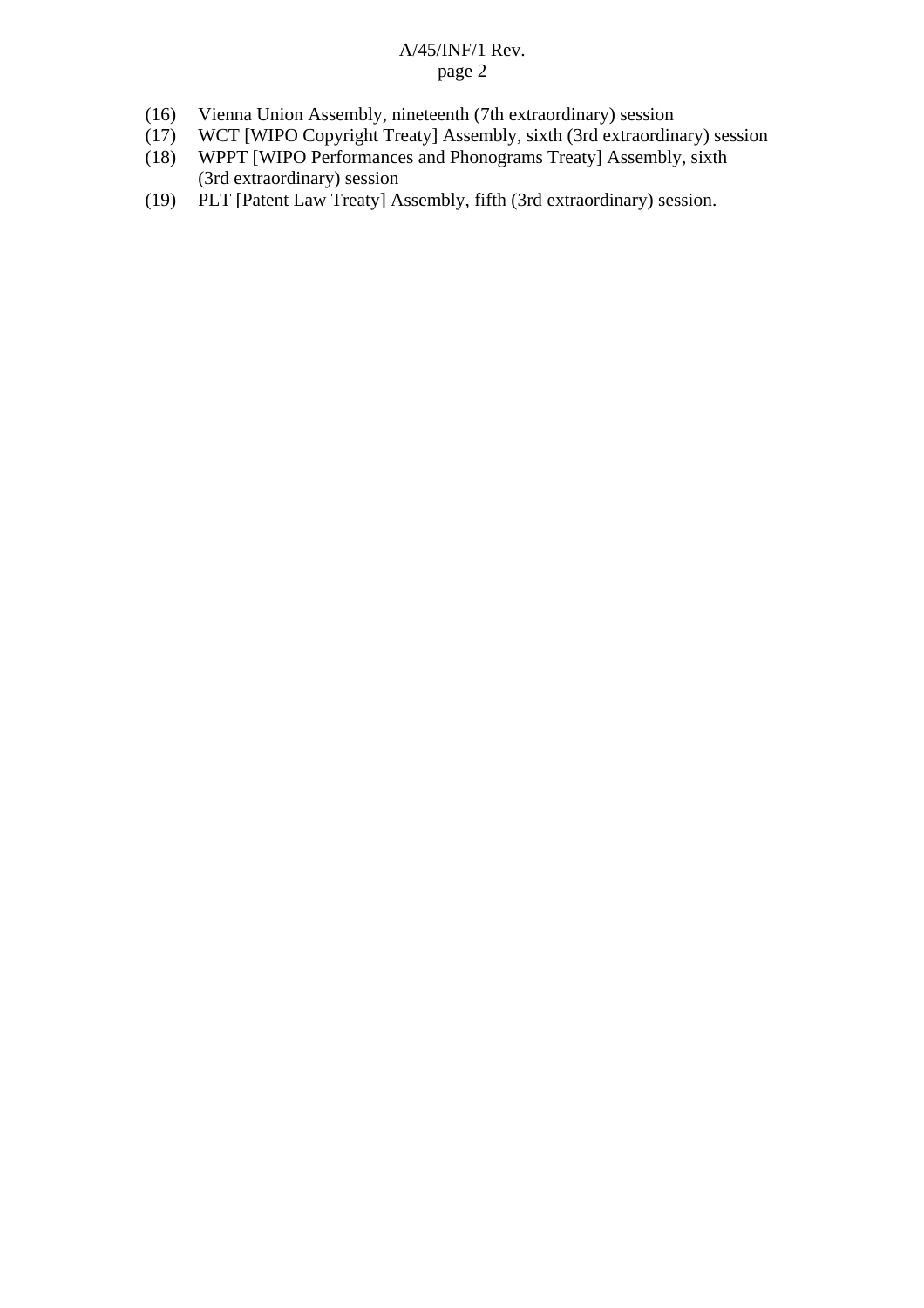(16) Vienna Union Assembly, nineteenth (7th extraordinary) session
(17) WCT [WIPO Copyright Treaty] Assembly, sixth (3rd extraordinary) session
(18) WPPT [WIPO Performances and Phonograms Treaty] Assembly, sixth (3rd extraordinary) session
(19) PLT [Patent Law Treaty] Assembly, fifth (3rd extraordinary) session.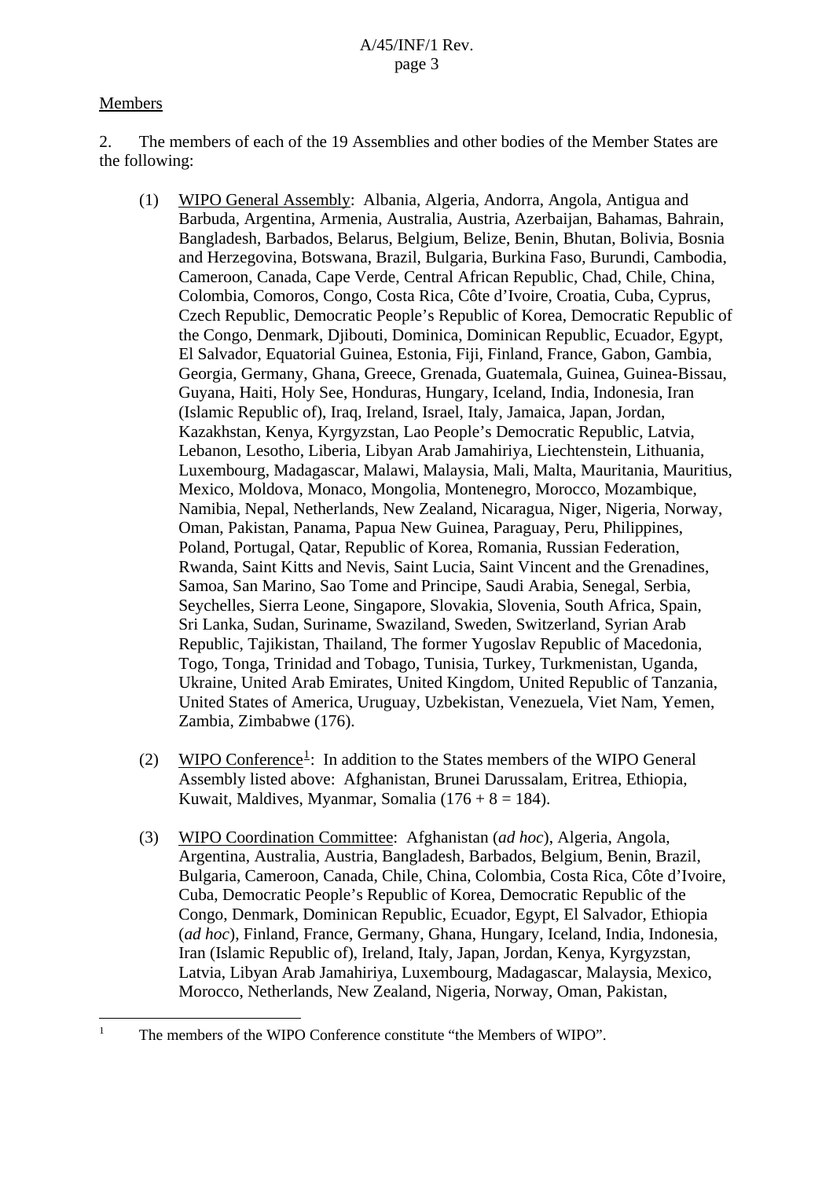Members

2. The members of each of the 19 Assemblies and other bodies of the Member States are the following:

(1) WIPO General Assembly: Albania, Algeria, Andorra, Angola, Antigua and Barbuda, Argentina, Armenia, Australia, Austria, Azerbaijan, Bahamas, Bahrain, Bangladesh, Barbados, Belarus, Belgium, Belize, Benin, Bhutan, Bolivia, Bosnia and Herzegovina, Botswana, Brazil, Bulgaria, Burkina Faso, Burundi, Cambodia, Cameroon, Canada, Cape Verde, Central African Republic, Chad, Chile, China, Colombia, Comoros, Congo, Costa Rica, Côte d'Ivoire, Croatia, Cuba, Cyprus, Czech Republic, Democratic People's Republic of Korea, Democratic Republic of the Congo, Denmark, Djibouti, Dominica, Dominican Republic, Ecuador, Egypt, El Salvador, Equatorial Guinea, Estonia, Fiji, Finland, France, Gabon, Gambia, Georgia, Germany, Ghana, Greece, Grenada, Guatemala, Guinea, Guinea-Bissau, Guyana, Haiti, Holy See, Honduras, Hungary, Iceland, India, Indonesia, Iran (Islamic Republic of), Iraq, Ireland, Israel, Italy, Jamaica, Japan, Jordan, Kazakhstan, Kenya, Kyrgyzstan, Lao People's Democratic Republic, Latvia, Lebanon, Lesotho, Liberia, Libyan Arab Jamahiriya, Liechtenstein, Lithuania, Luxembourg, Madagascar, Malawi, Malaysia, Mali, Malta, Mauritania, Mauritius, Mexico, Moldova, Monaco, Mongolia, Montenegro, Morocco, Mozambique, Namibia, Nepal, Netherlands, New Zealand, Nicaragua, Niger, Nigeria, Norway, Oman, Pakistan, Panama, Papua New Guinea, Paraguay, Peru, Philippines, Poland, Portugal, Qatar, Republic of Korea, Romania, Russian Federation, Rwanda, Saint Kitts and Nevis, Saint Lucia, Saint Vincent and the Grenadines, Samoa, San Marino, Sao Tome and Principe, Saudi Arabia, Senegal, Serbia, Seychelles, Sierra Leone, Singapore, Slovakia, Slovenia, South Africa, Spain, Sri Lanka, Sudan, Suriname, Swaziland, Sweden, Switzerland, Syrian Arab Republic, Tajikistan, Thailand, The former Yugoslav Republic of Macedonia, Togo, Tonga, Trinidad and Tobago, Tunisia, Turkey, Turkmenistan, Uganda, Ukraine, United Arab Emirates, United Kingdom, United Republic of Tanzania, United States of America, Uruguay, Uzbekistan, Venezuela, Viet Nam, Yemen, Zambia, Zimbabwe (176).

(2) WIPO Conference[1]: In addition to the States members of the WIPO General Assembly listed above: Afghanistan, Brunei Darussalam, Eritrea, Ethiopia, Kuwait, Maldives, Myanmar, Somalia (176 + 8 = 184).

(3) WIPO Coordination Committee: Afghanistan (*ad hoc*), Algeria, Angola, Argentina, Australia, Austria, Bangladesh, Barbados, Belgium, Benin, Brazil, Bulgaria, Cameroon, Canada, Chile, China, Colombia, Costa Rica, Côte d'Ivoire, Cuba, Democratic People's Republic of Korea, Democratic Republic of the Congo, Denmark, Dominican Republic, Ecuador, Egypt, El Salvador, Ethiopia (*ad hoc*), Finland, France, Germany, Ghana, Hungary, Iceland, India, Indonesia, Iran (Islamic Republic of), Ireland, Italy, Japan, Jordan, Kenya, Kyrgyzstan, Latvia, Libyan Arab Jamahiriya, Luxembourg, Madagascar, Malaysia, Mexico, Morocco, Netherlands, New Zealand, Nigeria, Norway, Oman, Pakistan,

[1] The members of the WIPO Conference constitute "the Members of WIPO".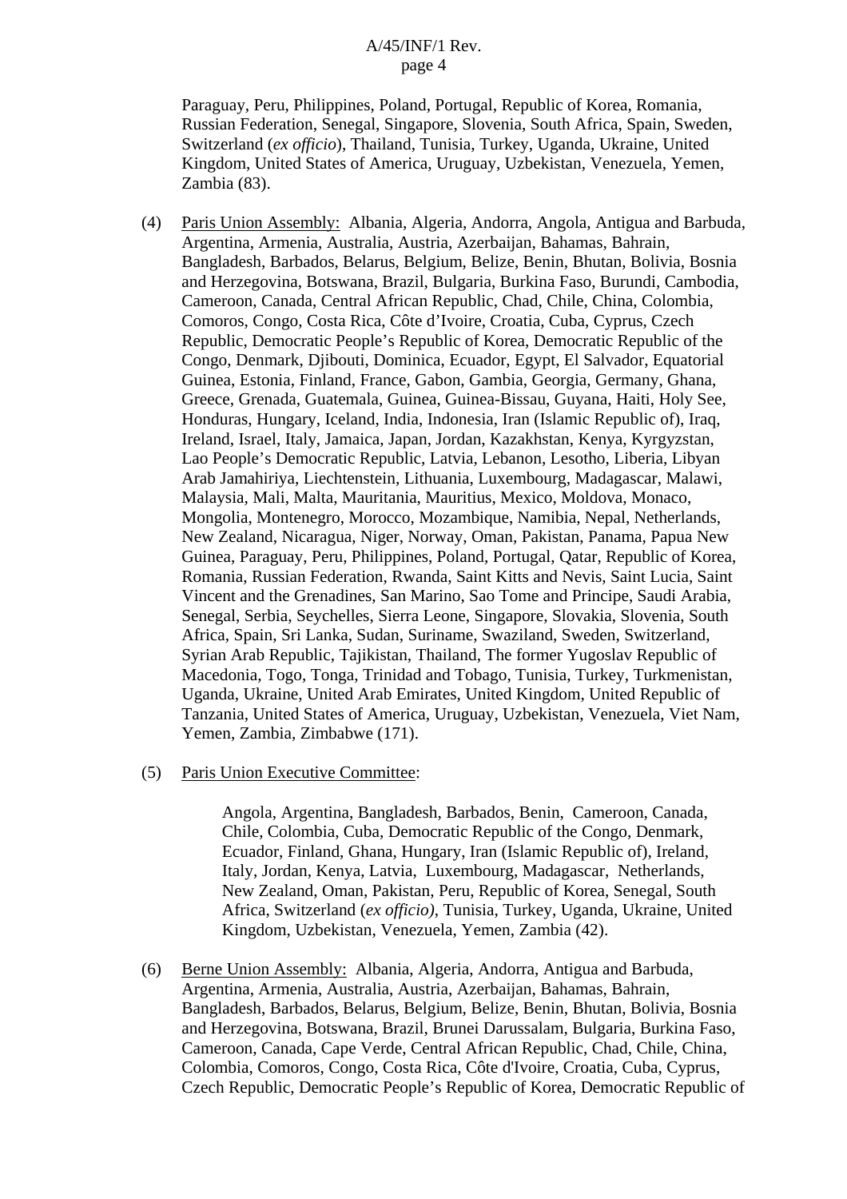Paraguay, Peru, Philippines, Poland, Portugal, Republic of Korea, Romania, Russian Federation, Senegal, Singapore, Slovenia, South Africa, Spain, Sweden, Switzerland (*ex officio*), Thailand, Tunisia, Turkey, Uganda, Ukraine, United Kingdom, United States of America, Uruguay, Uzbekistan, Venezuela, Yemen, Zambia (83).

(4) Paris Union Assembly: Albania, Algeria, Andorra, Angola, Antigua and Barbuda, Argentina, Armenia, Australia, Austria, Azerbaijan, Bahamas, Bahrain, Bangladesh, Barbados, Belarus, Belgium, Belize, Benin, Bhutan, Bolivia, Bosnia and Herzegovina, Botswana, Brazil, Bulgaria, Burkina Faso, Burundi, Cambodia, Cameroon, Canada, Central African Republic, Chad, Chile, China, Colombia, Comoros, Congo, Costa Rica, Côte d'Ivoire, Croatia, Cuba, Cyprus, Czech Republic, Democratic People's Republic of Korea, Democratic Republic of the Congo, Denmark, Djibouti, Dominica, Ecuador, Egypt, El Salvador, Equatorial Guinea, Estonia, Finland, France, Gabon, Gambia, Georgia, Germany, Ghana, Greece, Grenada, Guatemala, Guinea, Guinea-Bissau, Guyana, Haiti, Holy See, Honduras, Hungary, Iceland, India, Indonesia, Iran (Islamic Republic of), Iraq, Ireland, Israel, Italy, Jamaica, Japan, Jordan, Kazakhstan, Kenya, Kyrgyzstan, Lao People's Democratic Republic, Latvia, Lebanon, Lesotho, Liberia, Libyan Arab Jamahiriya, Liechtenstein, Lithuania, Luxembourg, Madagascar, Malawi, Malaysia, Mali, Malta, Mauritania, Mauritius, Mexico, Moldova, Monaco, Mongolia, Montenegro, Morocco, Mozambique, Namibia, Nepal, Netherlands, New Zealand, Nicaragua, Niger, Norway, Oman, Pakistan, Panama, Papua New Guinea, Paraguay, Peru, Philippines, Poland, Portugal, Qatar, Republic of Korea, Romania, Russian Federation, Rwanda, Saint Kitts and Nevis, Saint Lucia, Saint Vincent and the Grenadines, San Marino, Sao Tome and Principe, Saudi Arabia, Senegal, Serbia, Seychelles, Sierra Leone, Singapore, Slovakia, Slovenia, South Africa, Spain, Sri Lanka, Sudan, Suriname, Swaziland, Sweden, Switzerland, Syrian Arab Republic, Tajikistan, Thailand, The former Yugoslav Republic of Macedonia, Togo, Tonga, Trinidad and Tobago, Tunisia, Turkey, Turkmenistan, Uganda, Ukraine, United Arab Emirates, United Kingdom, United Republic of Tanzania, United States of America, Uruguay, Uzbekistan, Venezuela, Viet Nam, Yemen, Zambia, Zimbabwe (171).

(5) Paris Union Executive Committee:

Angola, Argentina, Bangladesh, Barbados, Benin, Cameroon, Canada, Chile, Colombia, Cuba, Democratic Republic of the Congo, Denmark, Ecuador, Finland, Ghana, Hungary, Iran (Islamic Republic of), Ireland, Italy, Jordan, Kenya, Latvia, Luxembourg, Madagascar, Netherlands, New Zealand, Oman, Pakistan, Peru, Republic of Korea, Senegal, South Africa, Switzerland (*ex officio)*, Tunisia, Turkey, Uganda, Ukraine, United Kingdom, Uzbekistan, Venezuela, Yemen, Zambia (42).

(6) Berne Union Assembly: Albania, Algeria, Andorra, Antigua and Barbuda, Argentina, Armenia, Australia, Austria, Azerbaijan, Bahamas, Bahrain, Bangladesh, Barbados, Belarus, Belgium, Belize, Benin, Bhutan, Bolivia, Bosnia and Herzegovina, Botswana, Brazil, Brunei Darussalam, Bulgaria, Burkina Faso, Cameroon, Canada, Cape Verde, Central African Republic, Chad, Chile, China, Colombia, Comoros, Congo, Costa Rica, Côte d'Ivoire, Croatia, Cuba, Cyprus, Czech Republic, Democratic People's Republic of Korea, Democratic Republic of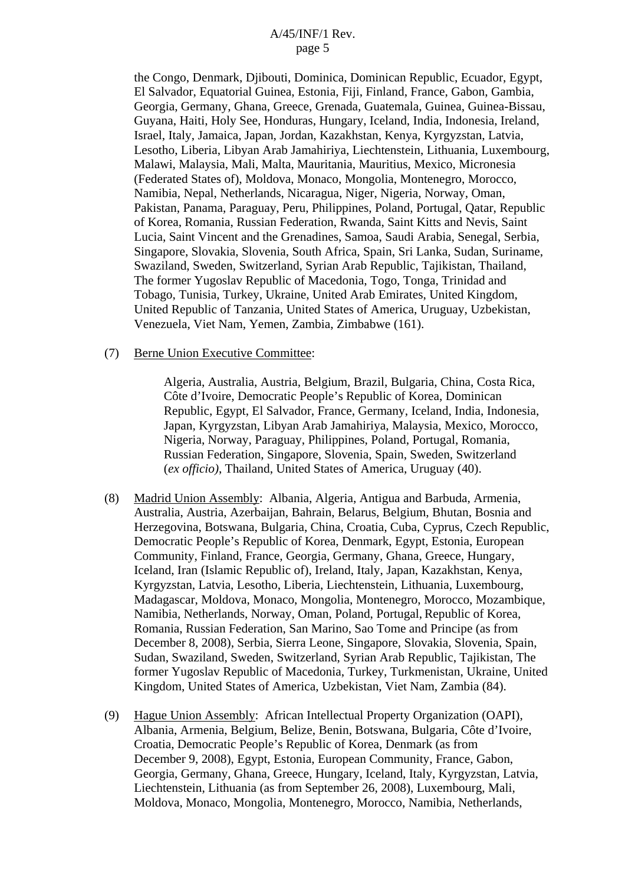the Congo, Denmark, Djibouti, Dominica, Dominican Republic, Ecuador, Egypt, El Salvador, Equatorial Guinea, Estonia, Fiji, Finland, France, Gabon, Gambia, Georgia, Germany, Ghana, Greece, Grenada, Guatemala, Guinea, Guinea-Bissau, Guyana, Haiti, Holy See, Honduras, Hungary, Iceland, India, Indonesia, Ireland, Israel, Italy, Jamaica, Japan, Jordan, Kazakhstan, Kenya, Kyrgyzstan, Latvia, Lesotho, Liberia, Libyan Arab Jamahiriya, Liechtenstein, Lithuania, Luxembourg, Malawi, Malaysia, Mali, Malta, Mauritania, Mauritius, Mexico, Micronesia (Federated States of), Moldova, Monaco, Mongolia, Montenegro, Morocco, Namibia, Nepal, Netherlands, Nicaragua, Niger, Nigeria, Norway, Oman, Pakistan, Panama, Paraguay, Peru, Philippines, Poland, Portugal, Qatar, Republic of Korea, Romania, Russian Federation, Rwanda, Saint Kitts and Nevis, Saint Lucia, Saint Vincent and the Grenadines, Samoa, Saudi Arabia, Senegal, Serbia, Singapore, Slovakia, Slovenia, South Africa, Spain, Sri Lanka, Sudan, Suriname, Swaziland, Sweden, Switzerland, Syrian Arab Republic, Tajikistan, Thailand, The former Yugoslav Republic of Macedonia, Togo, Tonga, Trinidad and Tobago, Tunisia, Turkey, Ukraine, United Arab Emirates, United Kingdom, United Republic of Tanzania, United States of America, Uruguay, Uzbekistan, Venezuela, Viet Nam, Yemen, Zambia, Zimbabwe (161).

(7) Berne Union Executive Committee:

Algeria, Australia, Austria, Belgium, Brazil, Bulgaria, China, Costa Rica, Côte d'Ivoire, Democratic People's Republic of Korea, Dominican Republic, Egypt, El Salvador, France, Germany, Iceland, India, Indonesia, Japan, Kyrgyzstan, Libyan Arab Jamahiriya, Malaysia, Mexico, Morocco, Nigeria, Norway, Paraguay, Philippines, Poland, Portugal, Romania, Russian Federation, Singapore, Slovenia, Spain, Sweden, Switzerland (*ex officio)*, Thailand, United States of America, Uruguay (40).

(8) Madrid Union Assembly: Albania, Algeria, Antigua and Barbuda, Armenia, Australia, Austria, Azerbaijan, Bahrain, Belarus, Belgium, Bhutan, Bosnia and Herzegovina, Botswana, Bulgaria, China, Croatia, Cuba, Cyprus, Czech Republic, Democratic People's Republic of Korea, Denmark, Egypt, Estonia, European Community, Finland, France, Georgia, Germany, Ghana, Greece, Hungary, Iceland, Iran (Islamic Republic of), Ireland, Italy, Japan, Kazakhstan, Kenya, Kyrgyzstan, Latvia, Lesotho, Liberia, Liechtenstein, Lithuania, Luxembourg, Madagascar, Moldova, Monaco, Mongolia, Montenegro, Morocco, Mozambique, Namibia, Netherlands, Norway, Oman, Poland, Portugal, Republic of Korea, Romania, Russian Federation, San Marino, Sao Tome and Principe (as from December 8, 2008), Serbia, Sierra Leone, Singapore, Slovakia, Slovenia, Spain, Sudan, Swaziland, Sweden, Switzerland, Syrian Arab Republic, Tajikistan, The former Yugoslav Republic of Macedonia, Turkey, Turkmenistan, Ukraine, United Kingdom, United States of America, Uzbekistan, Viet Nam, Zambia (84).

(9) Hague Union Assembly: African Intellectual Property Organization (OAPI), Albania, Armenia, Belgium, Belize, Benin, Botswana, Bulgaria, Côte d'Ivoire, Croatia, Democratic People's Republic of Korea, Denmark (as from December 9, 2008), Egypt, Estonia, European Community, France, Gabon, Georgia, Germany, Ghana, Greece, Hungary, Iceland, Italy, Kyrgyzstan, Latvia, Liechtenstein, Lithuania (as from September 26, 2008), Luxembourg, Mali, Moldova, Monaco, Mongolia, Montenegro, Morocco, Namibia, Netherlands,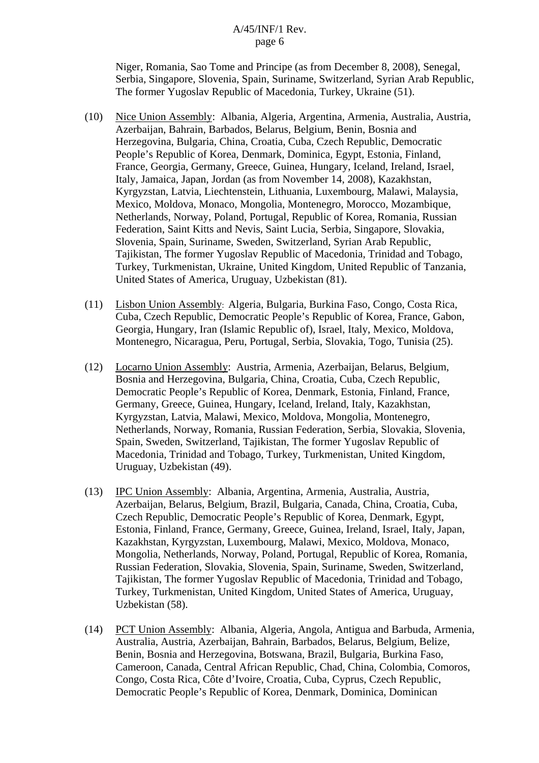Niger, Romania, Sao Tome and Principe (as from December 8, 2008), Senegal, Serbia, Singapore, Slovenia, Spain, Suriname, Switzerland, Syrian Arab Republic, The former Yugoslav Republic of Macedonia, Turkey, Ukraine (51).

(10) Nice Union Assembly: Albania, Algeria, Argentina, Armenia, Australia, Austria, Azerbaijan, Bahrain, Barbados, Belarus, Belgium, Benin, Bosnia and Herzegovina, Bulgaria, China, Croatia, Cuba, Czech Republic, Democratic People's Republic of Korea, Denmark, Dominica, Egypt, Estonia, Finland, France, Georgia, Germany, Greece, Guinea, Hungary, Iceland, Ireland, Israel, Italy, Jamaica, Japan, Jordan (as from November 14, 2008), Kazakhstan, Kyrgyzstan, Latvia, Liechtenstein, Lithuania, Luxembourg, Malawi, Malaysia, Mexico, Moldova, Monaco, Mongolia, Montenegro, Morocco, Mozambique, Netherlands, Norway, Poland, Portugal, Republic of Korea, Romania, Russian Federation, Saint Kitts and Nevis, Saint Lucia, Serbia, Singapore, Slovakia, Slovenia, Spain, Suriname, Sweden, Switzerland, Syrian Arab Republic, Tajikistan, The former Yugoslav Republic of Macedonia, Trinidad and Tobago, Turkey, Turkmenistan, Ukraine, United Kingdom, United Republic of Tanzania, United States of America, Uruguay, Uzbekistan (81).

(11) Lisbon Union Assembly: Algeria, Bulgaria, Burkina Faso, Congo, Costa Rica, Cuba, Czech Republic, Democratic People's Republic of Korea, France, Gabon, Georgia, Hungary, Iran (Islamic Republic of), Israel, Italy, Mexico, Moldova, Montenegro, Nicaragua, Peru, Portugal, Serbia, Slovakia, Togo, Tunisia (25).

(12) Locarno Union Assembly: Austria, Armenia, Azerbaijan, Belarus, Belgium, Bosnia and Herzegovina, Bulgaria, China, Croatia, Cuba, Czech Republic, Democratic People's Republic of Korea, Denmark, Estonia, Finland, France, Germany, Greece, Guinea, Hungary, Iceland, Ireland, Italy, Kazakhstan, Kyrgyzstan, Latvia, Malawi, Mexico, Moldova, Mongolia, Montenegro, Netherlands, Norway, Romania, Russian Federation, Serbia, Slovakia, Slovenia, Spain, Sweden, Switzerland, Tajikistan, The former Yugoslav Republic of Macedonia, Trinidad and Tobago, Turkey, Turkmenistan, United Kingdom, Uruguay, Uzbekistan (49).

(13) IPC Union Assembly: Albania, Argentina, Armenia, Australia, Austria, Azerbaijan, Belarus, Belgium, Brazil, Bulgaria, Canada, China, Croatia, Cuba, Czech Republic, Democratic People's Republic of Korea, Denmark, Egypt, Estonia, Finland, France, Germany, Greece, Guinea, Ireland, Israel, Italy, Japan, Kazakhstan, Kyrgyzstan, Luxembourg, Malawi, Mexico, Moldova, Monaco, Mongolia, Netherlands, Norway, Poland, Portugal, Republic of Korea, Romania, Russian Federation, Slovakia, Slovenia, Spain, Suriname, Sweden, Switzerland, Tajikistan, The former Yugoslav Republic of Macedonia, Trinidad and Tobago, Turkey, Turkmenistan, United Kingdom, United States of America, Uruguay, Uzbekistan (58).

(14) PCT Union Assembly: Albania, Algeria, Angola, Antigua and Barbuda, Armenia, Australia, Austria, Azerbaijan, Bahrain, Barbados, Belarus, Belgium, Belize, Benin, Bosnia and Herzegovina, Botswana, Brazil, Bulgaria, Burkina Faso, Cameroon, Canada, Central African Republic, Chad, China, Colombia, Comoros, Congo, Costa Rica, Côte d'Ivoire, Croatia, Cuba, Cyprus, Czech Republic, Democratic People's Republic of Korea, Denmark, Dominica, Dominican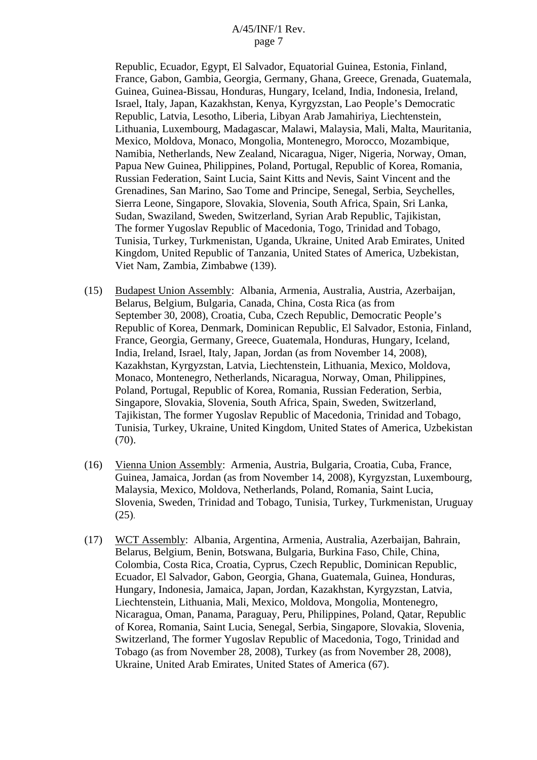Republic, Ecuador, Egypt, El Salvador, Equatorial Guinea, Estonia, Finland, France, Gabon, Gambia, Georgia, Germany, Ghana, Greece, Grenada, Guatemala, Guinea, Guinea-Bissau, Honduras, Hungary, Iceland, India, Indonesia, Ireland, Israel, Italy, Japan, Kazakhstan, Kenya, Kyrgyzstan, Lao People's Democratic Republic, Latvia, Lesotho, Liberia, Libyan Arab Jamahiriya, Liechtenstein, Lithuania, Luxembourg, Madagascar, Malawi, Malaysia, Mali, Malta, Mauritania, Mexico, Moldova, Monaco, Mongolia, Montenegro, Morocco, Mozambique, Namibia, Netherlands, New Zealand, Nicaragua, Niger, Nigeria, Norway, Oman, Papua New Guinea, Philippines, Poland, Portugal, Republic of Korea, Romania, Russian Federation, Saint Lucia, Saint Kitts and Nevis, Saint Vincent and the Grenadines, San Marino, Sao Tome and Principe, Senegal, Serbia, Seychelles, Sierra Leone, Singapore, Slovakia, Slovenia, South Africa, Spain, Sri Lanka, Sudan, Swaziland, Sweden, Switzerland, Syrian Arab Republic, Tajikistan, The former Yugoslav Republic of Macedonia, Togo, Trinidad and Tobago, Tunisia, Turkey, Turkmenistan, Uganda, Ukraine, United Arab Emirates, United Kingdom, United Republic of Tanzania, United States of America, Uzbekistan, Viet Nam, Zambia, Zimbabwe (139).

(15) Budapest Union Assembly: Albania, Armenia, Australia, Austria, Azerbaijan, Belarus, Belgium, Bulgaria, Canada, China, Costa Rica (as from September 30, 2008), Croatia, Cuba, Czech Republic, Democratic People's Republic of Korea, Denmark, Dominican Republic, El Salvador, Estonia, Finland, France, Georgia, Germany, Greece, Guatemala, Honduras, Hungary, Iceland, India, Ireland, Israel, Italy, Japan, Jordan (as from November 14, 2008), Kazakhstan, Kyrgyzstan, Latvia, Liechtenstein, Lithuania, Mexico, Moldova, Monaco, Montenegro, Netherlands, Nicaragua, Norway, Oman, Philippines, Poland, Portugal, Republic of Korea, Romania, Russian Federation, Serbia, Singapore, Slovakia, Slovenia, South Africa, Spain, Sweden, Switzerland, Tajikistan, The former Yugoslav Republic of Macedonia, Trinidad and Tobago, Tunisia, Turkey, Ukraine, United Kingdom, United States of America, Uzbekistan (70).

(16) Vienna Union Assembly: Armenia, Austria, Bulgaria, Croatia, Cuba, France, Guinea, Jamaica, Jordan (as from November 14, 2008), Kyrgyzstan, Luxembourg, Malaysia, Mexico, Moldova, Netherlands, Poland, Romania, Saint Lucia, Slovenia, Sweden, Trinidad and Tobago, Tunisia, Turkey, Turkmenistan, Uruguay (25).

(17) WCT Assembly: Albania, Argentina, Armenia, Australia, Azerbaijan, Bahrain, Belarus, Belgium, Benin, Botswana, Bulgaria, Burkina Faso, Chile, China, Colombia, Costa Rica, Croatia, Cyprus, Czech Republic, Dominican Republic, Ecuador, El Salvador, Gabon, Georgia, Ghana, Guatemala, Guinea, Honduras, Hungary, Indonesia, Jamaica, Japan, Jordan, Kazakhstan, Kyrgyzstan, Latvia, Liechtenstein, Lithuania, Mali, Mexico, Moldova, Mongolia, Montenegro, Nicaragua, Oman, Panama, Paraguay, Peru, Philippines, Poland, Qatar, Republic of Korea, Romania, Saint Lucia, Senegal, Serbia, Singapore, Slovakia, Slovenia, Switzerland, The former Yugoslav Republic of Macedonia, Togo, Trinidad and Tobago (as from November 28, 2008), Turkey (as from November 28, 2008), Ukraine, United Arab Emirates, United States of America (67).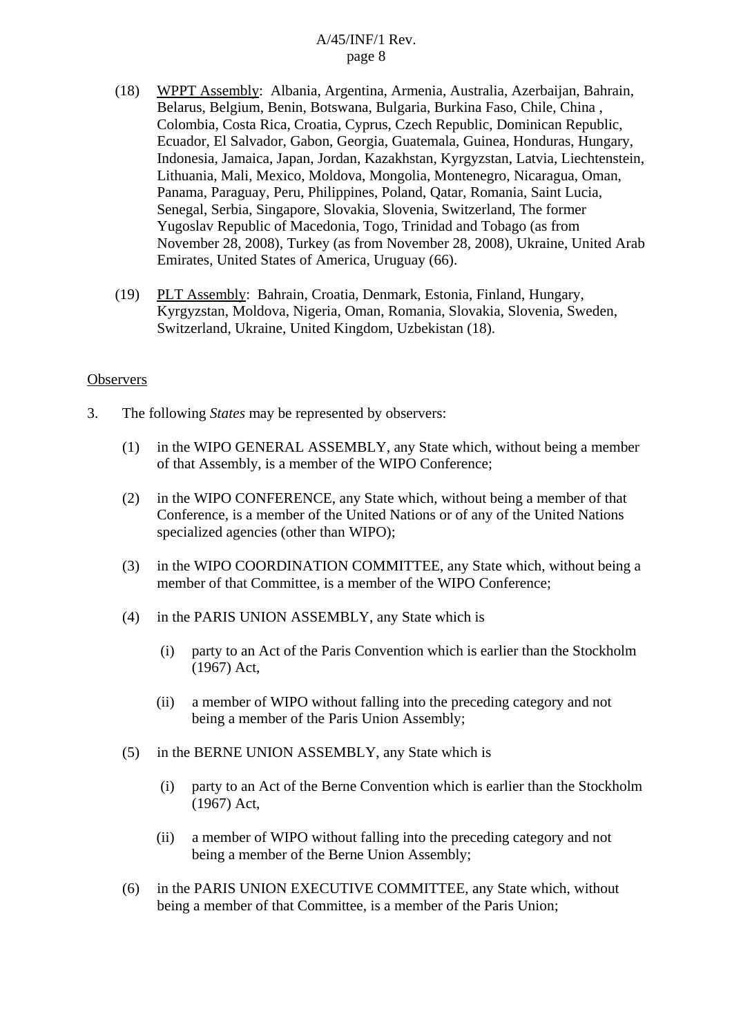(18) <u>WPPT Assembly</u>: Albania, Argentina, Armenia, Australia, Azerbaijan, Bahrain, Belarus, Belgium, Benin, Botswana, Bulgaria, Burkina Faso, Chile, China , Colombia, Costa Rica, Croatia, Cyprus, Czech Republic, Dominican Republic, Ecuador, El Salvador, Gabon, Georgia, Guatemala, Guinea, Honduras, Hungary, Indonesia, Jamaica, Japan, Jordan, Kazakhstan, Kyrgyzstan, Latvia, Liechtenstein, Lithuania, Mali, Mexico, Moldova, Mongolia, Montenegro, Nicaragua, Oman, Panama, Paraguay, Peru, Philippines, Poland, Qatar, Romania, Saint Lucia, Senegal, Serbia, Singapore, Slovakia, Slovenia, Switzerland, The former Yugoslav Republic of Macedonia, Togo, Trinidad and Tobago (as from November 28, 2008), Turkey (as from November 28, 2008), Ukraine, United Arab Emirates, United States of America, Uruguay (66).

(19) <u>PLT Assembly</u>: Bahrain, Croatia, Denmark, Estonia, Finland, Hungary, Kyrgyzstan, Moldova, Nigeria, Oman, Romania, Slovakia, Slovenia, Sweden, Switzerland, Ukraine, United Kingdom, Uzbekistan (18).

<u>Observers</u>

3. The following *States* may be represented by observers:

(1) in the WIPO GENERAL ASSEMBLY, any State which, without being a member of that Assembly, is a member of the WIPO Conference;

(2) in the WIPO CONFERENCE, any State which, without being a member of that Conference, is a member of the United Nations or of any of the United Nations specialized agencies (other than WIPO);

(3) in the WIPO COORDINATION COMMITTEE, any State which, without being a member of that Committee, is a member of the WIPO Conference;

(4) in the PARIS UNION ASSEMBLY, any State which is

(i) party to an Act of the Paris Convention which is earlier than the Stockholm (1967) Act,

(ii) a member of WIPO without falling into the preceding category and not being a member of the Paris Union Assembly;

(5) in the BERNE UNION ASSEMBLY, any State which is

(i) party to an Act of the Berne Convention which is earlier than the Stockholm (1967) Act,

(ii) a member of WIPO without falling into the preceding category and not being a member of the Berne Union Assembly;

(6) in the PARIS UNION EXECUTIVE COMMITTEE, any State which, without being a member of that Committee, is a member of the Paris Union;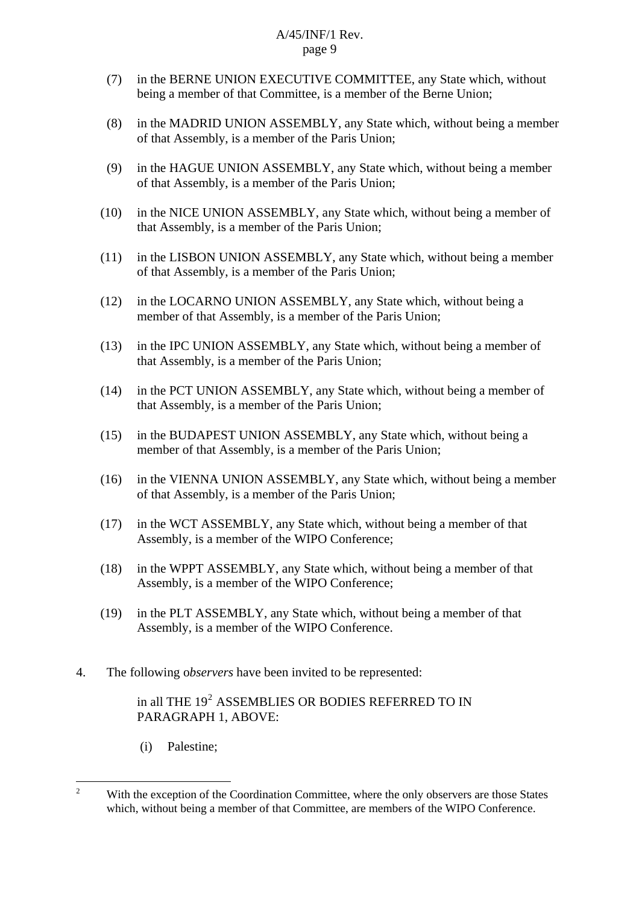(7) in the BERNE UNION EXECUTIVE COMMITTEE, any State which, without being a member of that Committee, is a member of the Berne Union;

(8) in the MADRID UNION ASSEMBLY, any State which, without being a member of that Assembly, is a member of the Paris Union;

(9) in the HAGUE UNION ASSEMBLY, any State which, without being a member of that Assembly, is a member of the Paris Union;

(10) in the NICE UNION ASSEMBLY, any State which, without being a member of that Assembly, is a member of the Paris Union;

(11) in the LISBON UNION ASSEMBLY, any State which, without being a member of that Assembly, is a member of the Paris Union;

(12) in the LOCARNO UNION ASSEMBLY, any State which, without being a member of that Assembly, is a member of the Paris Union;

(13) in the IPC UNION ASSEMBLY, any State which, without being a member of that Assembly, is a member of the Paris Union;

(14) in the PCT UNION ASSEMBLY, any State which, without being a member of that Assembly, is a member of the Paris Union;

(15) in the BUDAPEST UNION ASSEMBLY, any State which, without being a member of that Assembly, is a member of the Paris Union;

(16) in the VIENNA UNION ASSEMBLY, any State which, without being a member of that Assembly, is a member of the Paris Union;

(17) in the WCT ASSEMBLY, any State which, without being a member of that Assembly, is a member of the WIPO Conference;

(18) in the WPPT ASSEMBLY, any State which, without being a member of that Assembly, is a member of the WIPO Conference;

(19) in the PLT ASSEMBLY, any State which, without being a member of that Assembly, is a member of the WIPO Conference.

4. The following o*bservers* have been invited to be represented:

in all THE 19[2] ASSEMBLIES OR BODIES REFERRED TO IN PARAGRAPH 1, ABOVE:

(i) Palestine;

[2] With the exception of the Coordination Committee, where the only observers are those States which, without being a member of that Committee, are members of the WIPO Conference.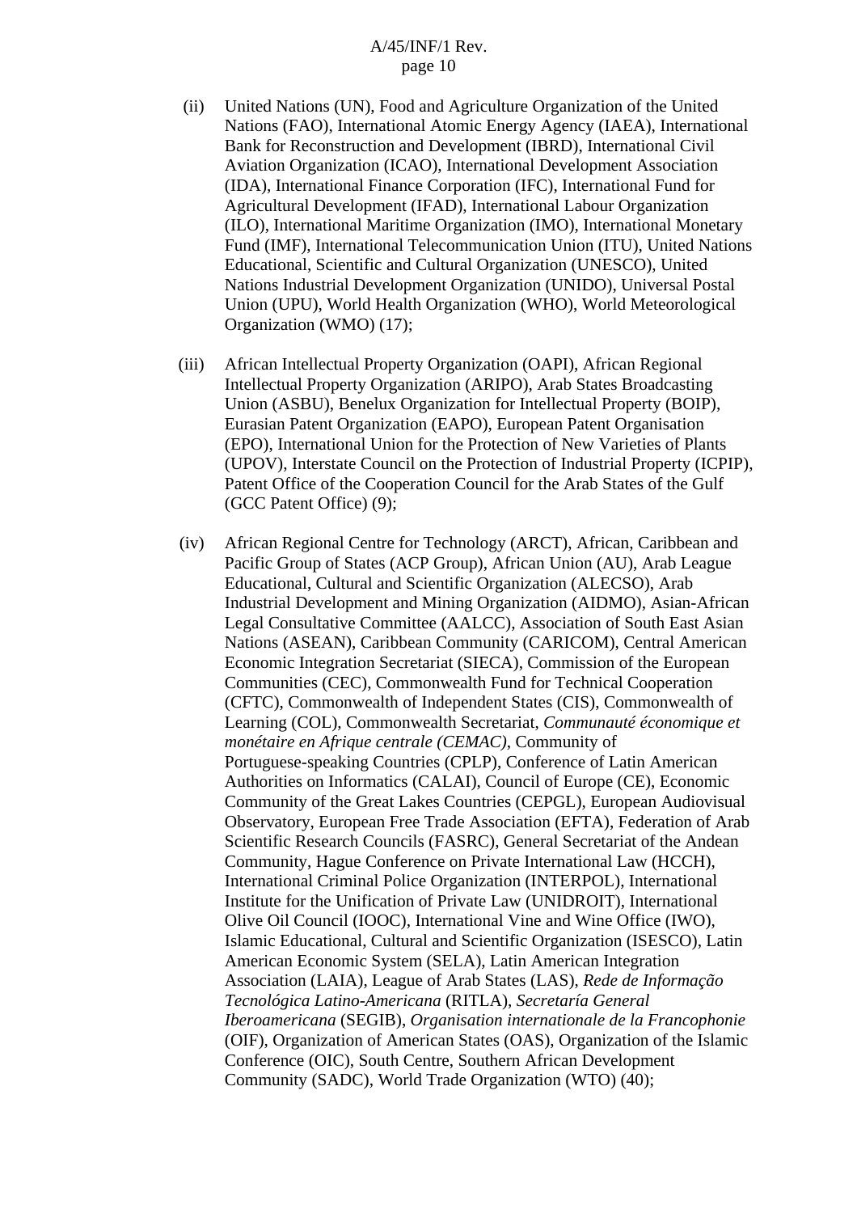(ii) United Nations (UN), Food and Agriculture Organization of the United Nations (FAO), International Atomic Energy Agency (IAEA), International Bank for Reconstruction and Development (IBRD), International Civil Aviation Organization (ICAO), International Development Association (IDA), International Finance Corporation (IFC), International Fund for Agricultural Development (IFAD), International Labour Organization (ILO), International Maritime Organization (IMO), International Monetary Fund (IMF), International Telecommunication Union (ITU), United Nations Educational, Scientific and Cultural Organization (UNESCO), United Nations Industrial Development Organization (UNIDO), Universal Postal Union (UPU), World Health Organization (WHO), World Meteorological Organization (WMO) (17);

(iii) African Intellectual Property Organization (OAPI), African Regional Intellectual Property Organization (ARIPO), Arab States Broadcasting Union (ASBU), Benelux Organization for Intellectual Property (BOIP), Eurasian Patent Organization (EAPO), European Patent Organisation (EPO), International Union for the Protection of New Varieties of Plants (UPOV), Interstate Council on the Protection of Industrial Property (ICPIP), Patent Office of the Cooperation Council for the Arab States of the Gulf (GCC Patent Office) (9);

(iv) African Regional Centre for Technology (ARCT), African, Caribbean and Pacific Group of States (ACP Group), African Union (AU), Arab League Educational, Cultural and Scientific Organization (ALECSO), Arab Industrial Development and Mining Organization (AIDMO), Asian-African Legal Consultative Committee (AALCC), Association of South East Asian Nations (ASEAN), Caribbean Community (CARICOM), Central American Economic Integration Secretariat (SIECA), Commission of the European Communities (CEC), Commonwealth Fund for Technical Cooperation (CFTC), Commonwealth of Independent States (CIS), Commonwealth of Learning (COL), Commonwealth Secretariat, *Communauté économique et monétaire en Afrique centrale (CEMAC)*, Community of Portuguese-speaking Countries (CPLP), Conference of Latin American Authorities on Informatics (CALAI), Council of Europe (CE), Economic Community of the Great Lakes Countries (CEPGL), European Audiovisual Observatory, European Free Trade Association (EFTA), Federation of Arab Scientific Research Councils (FASRC), General Secretariat of the Andean Community, Hague Conference on Private International Law (HCCH), International Criminal Police Organization (INTERPOL), International Institute for the Unification of Private Law (UNIDROIT), International Olive Oil Council (IOOC), International Vine and Wine Office (IWO), Islamic Educational, Cultural and Scientific Organization (ISESCO), Latin American Economic System (SELA), Latin American Integration Association (LAIA), League of Arab States (LAS), *Rede de Informação Tecnológica Latino-Americana* (RITLA), *Secretaría General Iberoamericana* (SEGIB), *Organisation internationale de la Francophonie* (OIF), Organization of American States (OAS), Organization of the Islamic Conference (OIC), South Centre, Southern African Development Community (SADC), World Trade Organization (WTO) (40);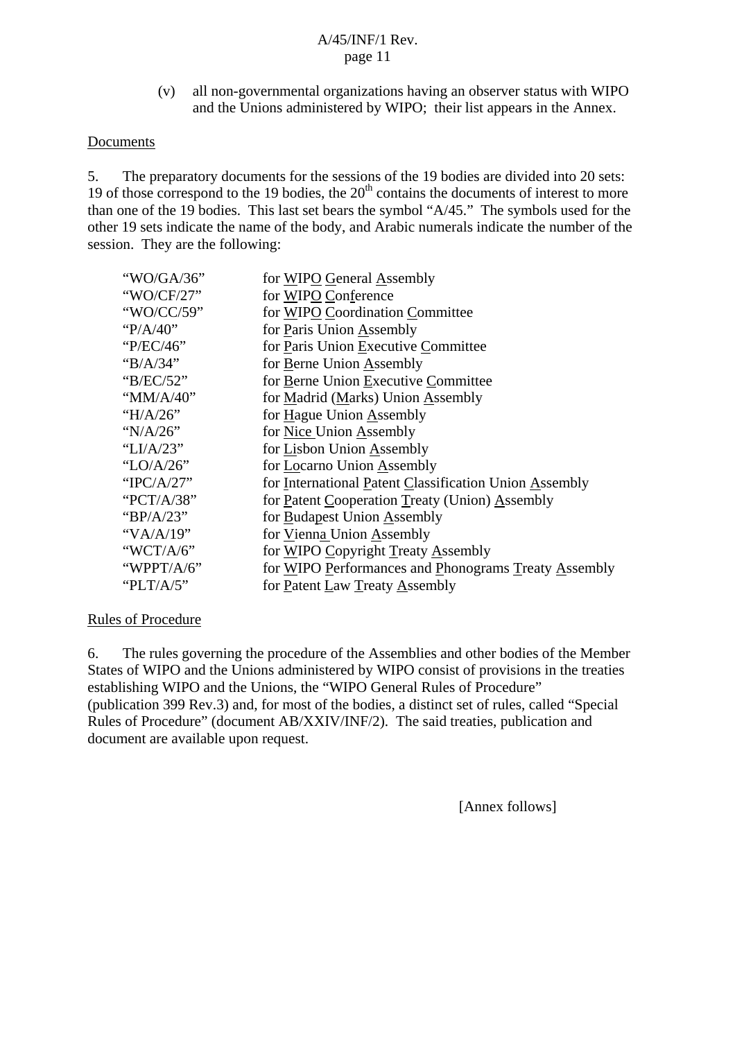(v) all non-governmental organizations having an observer status with WIPO and the Unions administered by WIPO; their list appears in the Annex.

Documents

5. The preparatory documents for the sessions of the 19 bodies are divided into 20 sets: 19 of those correspond to the 19 bodies, the 20th contains the documents of interest to more than one of the 19 bodies. This last set bears the symbol "A/45." The symbols used for the other 19 sets indicate the name of the body, and Arabic numerals indicate the number of the session. They are the following:

| | |
|---|---|
| "WO/GA/36" | for WIPO General Assembly |
| "WO/CF/27" | for WIPO Conference |
| "WO/CC/59" | for WIPO Coordination Committee |
| "P/A/40" | for Paris Union Assembly |
| "P/EC/46" | for Paris Union Executive Committee |
| "B/A/34" | for Berne Union Assembly |
| "B/EC/52" | for Berne Union Executive Committee |
| "MM/A/40" | for Madrid (Marks) Union Assembly |
| "H/A/26" | for Hague Union Assembly |
| "N/A/26" | for Nice Union Assembly |
| "LI/A/23" | for Lisbon Union Assembly |
| "LO/A/26" | for Locarno Union Assembly |
| "IPC/A/27" | for International Patent Classification Union Assembly |
| "PCT/A/38" | for Patent Cooperation Treaty (Union) Assembly |
| "BP/A/23" | for Budapest Union Assembly |
| "VA/A/19" | for Vienna Union Assembly |
| "WCT/A/6" | for WIPO Copyright Treaty Assembly |
| "WPPT/A/6" | for WIPO Performances and Phonograms Treaty Assembly |
| "PLT/A/5" | for Patent Law Treaty Assembly |

Rules of Procedure

6. The rules governing the procedure of the Assemblies and other bodies of the Member States of WIPO and the Unions administered by WIPO consist of provisions in the treaties establishing WIPO and the Unions, the "WIPO General Rules of Procedure" (publication 399 Rev.3) and, for most of the bodies, a distinct set of rules, called "Special Rules of Procedure" (document AB/XXIV/INF/2). The said treaties, publication and document are available upon request.

[Annex follows]